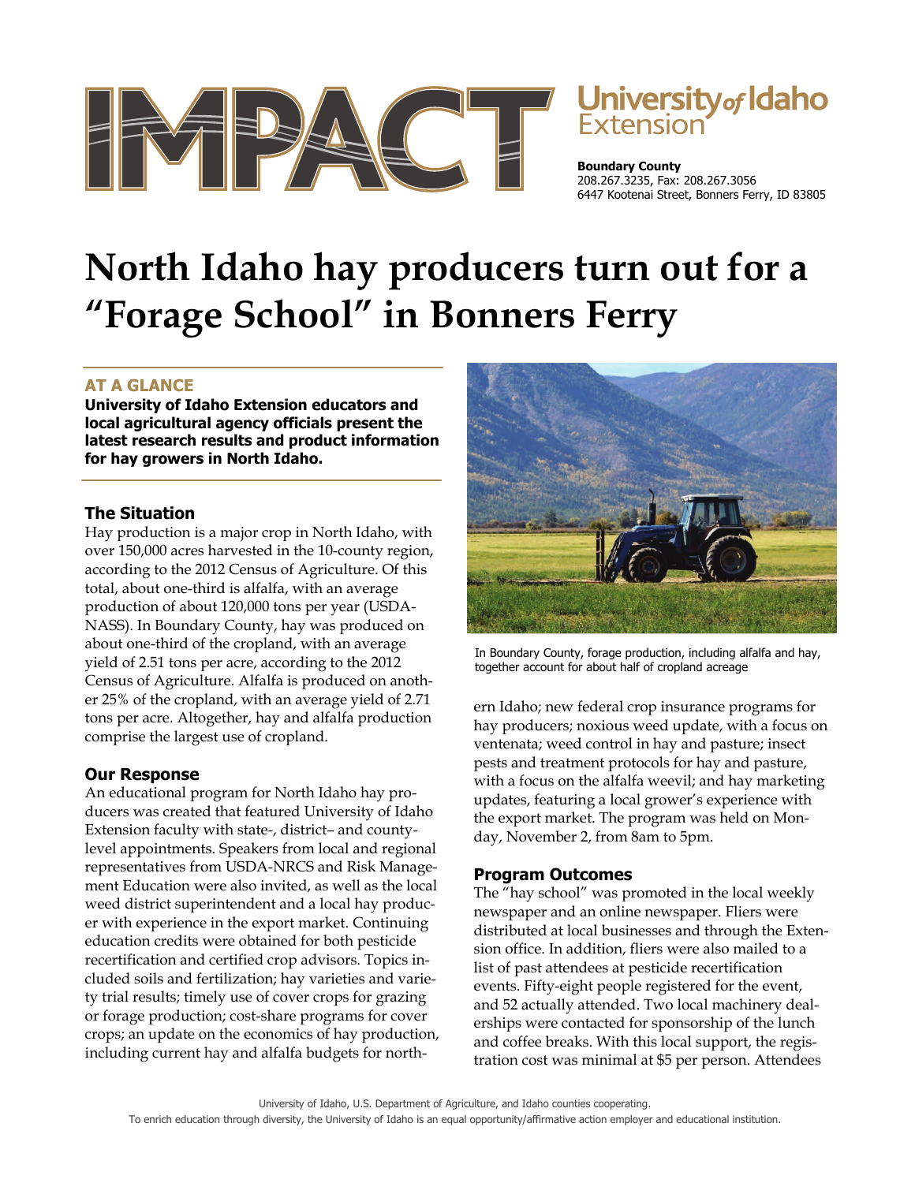University of Idaho Extension

**Boundary County**
208.267.3235, Fax: 208.267.3056
6447 Kootenai Street, Bonners Ferry, ID 83805

# North Idaho hay producers turn out for a "Forage School" in Bonners Ferry

## AT A GLANCE

**University of Idaho Extension educators and local agricultural agency officials present the latest research results and product information for hay growers in North Idaho.**

## The Situation

Hay production is a major crop in North Idaho, with over 150,000 acres harvested in the 10-county region, according to the 2012 Census of Agriculture. Of this total, about one-third is alfalfa, with an average production of about 120,000 tons per year (USDA-NASS). In Boundary County, hay was produced on about one-third of the cropland, with an average yield of 2.51 tons per acre, according to the 2012 Census of Agriculture. Alfalfa is produced on another 25% of the cropland, with an average yield of 2.71 tons per acre. Altogether, hay and alfalfa production comprise the largest use of cropland.

## Our Response

An educational program for North Idaho hay producers was created that featured University of Idaho Extension faculty with state-, district– and county-level appointments. Speakers from local and regional representatives from USDA-NRCS and Risk Management Education were also invited, as well as the local weed district superintendent and a local hay producer with experience in the export market. Continuing education credits were obtained for both pesticide recertification and certified crop advisors. Topics included soils and fertilization; hay varieties and variety trial results; timely use of cover crops for grazing or forage production; cost-share programs for cover crops; an update on the economics of hay production, including current hay and alfalfa budgets for northern Idaho; new federal crop insurance programs for hay producers; noxious weed update, with a focus on ventenata; weed control in hay and pasture; insect pests and treatment protocols for hay and pasture, with a focus on the alfalfa weevil; and hay marketing updates, featuring a local grower's experience with the export market. The program was held on Monday, November 2, from 8am to 5pm.

In Boundary County, forage production, including alfalfa and hay, together account for about half of cropland acreage

## Program Outcomes

The "hay school" was promoted in the local weekly newspaper and an online newspaper. Fliers were distributed at local businesses and through the Extension office. In addition, fliers were also mailed to a list of past attendees at pesticide recertification events. Fifty-eight people registered for the event, and 52 actually attended. Two local machinery dealerships were contacted for sponsorship of the lunch and coffee breaks. With this local support, the registration cost was minimal at $5 per person. Attendees

University of Idaho, U.S. Department of Agriculture, and Idaho counties cooperating.
To enrich education through diversity, the University of Idaho is an equal opportunity/affirmative action employer and educational institution.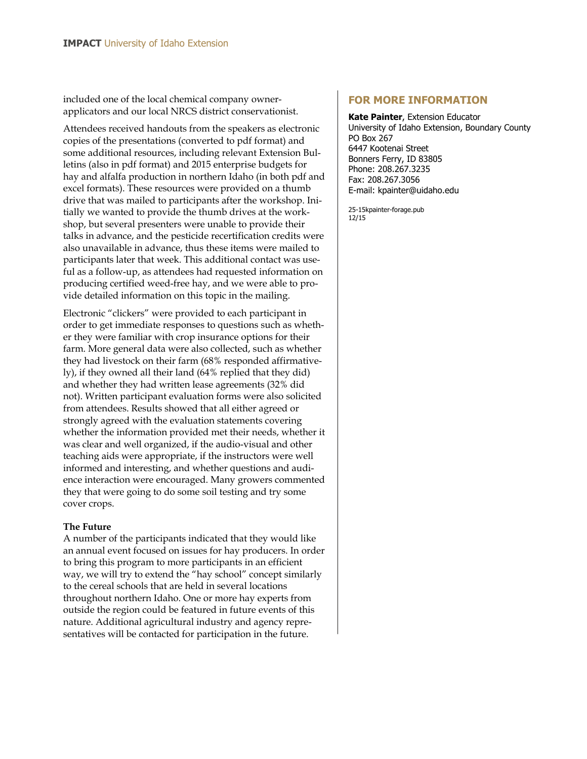included one of the local chemical company owner-applicators and our local NRCS district conservationist.

Attendees received handouts from the speakers as electronic copies of the presentations (converted to pdf format) and some additional resources, including relevant Extension Bulletins (also in pdf format) and 2015 enterprise budgets for hay and alfalfa production in northern Idaho (in both pdf and excel formats). These resources were provided on a thumb drive that was mailed to participants after the workshop. Initially we wanted to provide the thumb drives at the workshop, but several presenters were unable to provide their talks in advance, and the pesticide recertification credits were also unavailable in advance, thus these items were mailed to participants later that week. This additional contact was useful as a follow-up, as attendees had requested information on producing certified weed-free hay, and we were able to provide detailed information on this topic in the mailing.

Electronic "clickers" were provided to each participant in order to get immediate responses to questions such as whether they were familiar with crop insurance options for their farm. More general data were also collected, such as whether they had livestock on their farm (68% responded affirmatively), if they owned all their land (64% replied that they did) and whether they had written lease agreements (32% did not). Written participant evaluation forms were also solicited from attendees. Results showed that all either agreed or strongly agreed with the evaluation statements covering whether the information provided met their needs, whether it was clear and well organized, if the audio-visual and other teaching aids were appropriate, if the instructors were well informed and interesting, and whether questions and audience interaction were encouraged. Many growers commented they that were going to do some soil testing and try some cover crops.

**The Future**

A number of the participants indicated that they would like an annual event focused on issues for hay producers. In order to bring this program to more participants in an efficient way, we will try to extend the "hay school" concept similarly to the cereal schools that are held in several locations throughout northern Idaho. One or more hay experts from outside the region could be featured in future events of this nature. Additional agricultural industry and agency representatives will be contacted for participation in the future.

## FOR MORE INFORMATION

**Kate Painter**, Extension Educator
University of Idaho Extension, Boundary County
PO Box 267
6447 Kootenai Street
Bonners Ferry, ID 83805
Phone: 208.267.3235
Fax: 208.267.3056
E-mail: kpainter@uidaho.edu

25-15kpainter-forage.pub
12/15